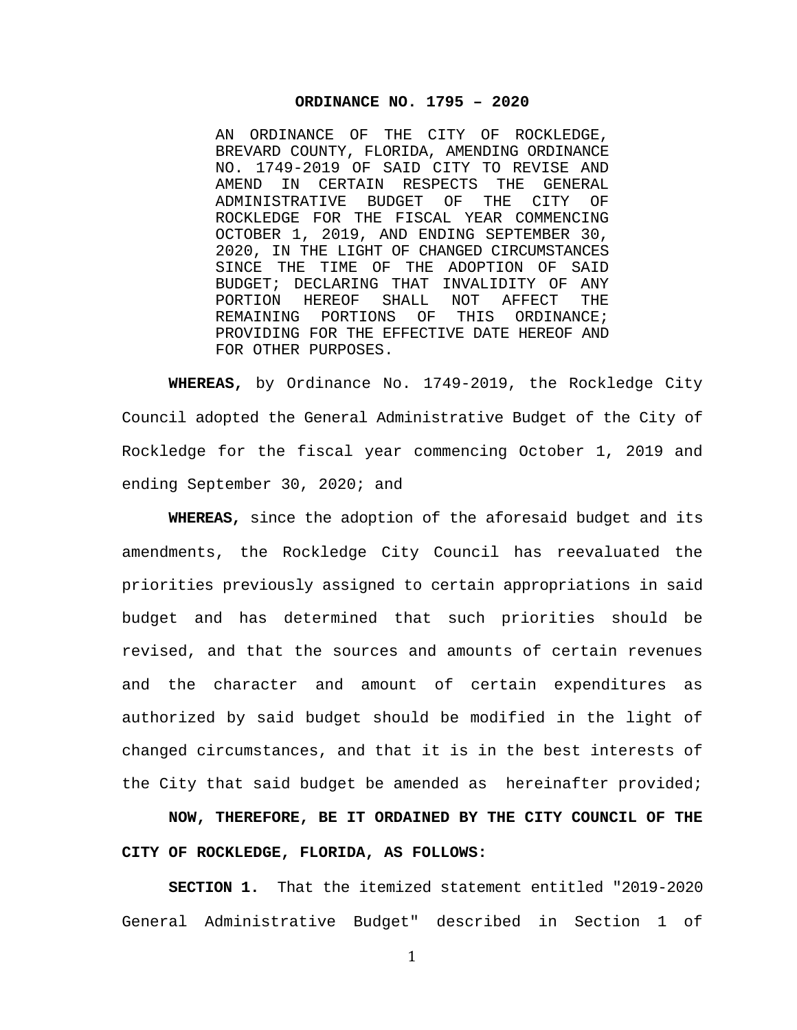**ORDINANCE NO. 1795 – 2020**

AN ORDINANCE OF THE CITY OF ROCKLEDGE, BREVARD COUNTY, FLORIDA, AMENDING ORDINANCE NO. 1749-2019 OF SAID CITY TO REVISE AND AMEND IN CERTAIN RESPECTS THE GENERAL ADMINISTRATIVE BUDGET OF THE CITY OF ROCKLEDGE FOR THE FISCAL YEAR COMMENCING OCTOBER 1, 2019, AND ENDING SEPTEMBER 30, 2020, IN THE LIGHT OF CHANGED CIRCUMSTANCES SINCE THE TIME OF THE ADOPTION OF SAID BUDGET; DECLARING THAT INVALIDITY OF ANY PORTION HEREOF SHALL NOT AFFECT THE REMAINING PORTIONS OF THIS ORDINANCE; PROVIDING FOR THE EFFECTIVE DATE HEREOF AND FOR OTHER PURPOSES.

**WHEREAS,** by Ordinance No. 1749-2019, the Rockledge City Council adopted the General Administrative Budget of the City of Rockledge for the fiscal year commencing October 1, 2019 and ending September 30, 2020; and

**WHEREAS,** since the adoption of the aforesaid budget and its amendments, the Rockledge City Council has reevaluated the priorities previously assigned to certain appropriations in said budget and has determined that such priorities should be revised, and that the sources and amounts of certain revenues and the character and amount of certain expenditures as authorized by said budget should be modified in the light of changed circumstances, and that it is in the best interests of the City that said budget be amended as hereinafter provided;

**NOW, THEREFORE, BE IT ORDAINED BY THE CITY COUNCIL OF THE CITY OF ROCKLEDGE, FLORIDA, AS FOLLOWS:**

**SECTION 1.** That the itemized statement entitled "2019-2020 General Administrative Budget" described in Section 1 of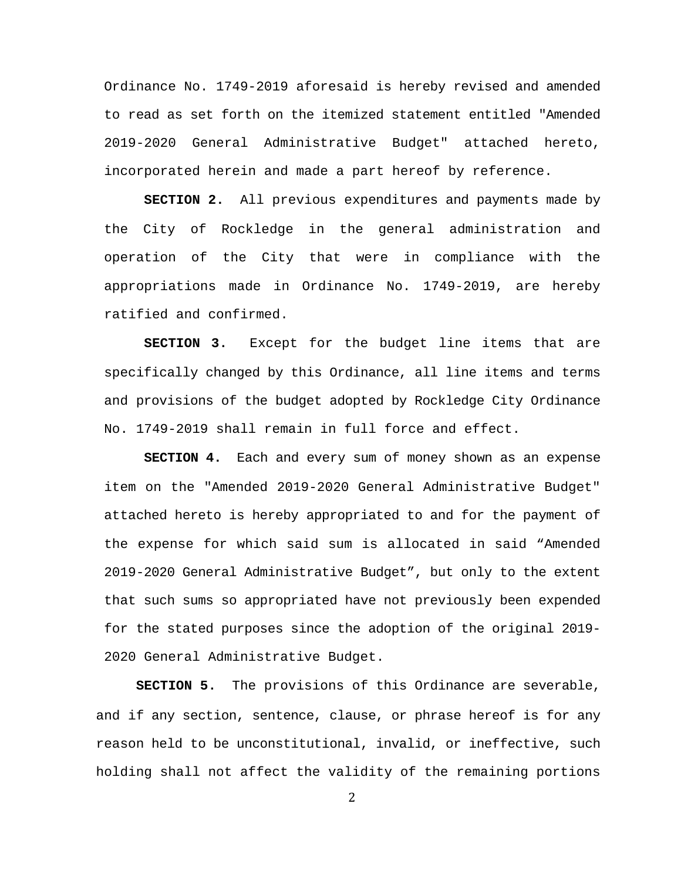Ordinance No. 1749-2019 aforesaid is hereby revised and amended to read as set forth on the itemized statement entitled "Amended 2019-2020 General Administrative Budget" attached hereto, incorporated herein and made a part hereof by reference.

**SECTION 2.** All previous expenditures and payments made by the City of Rockledge in the general administration and operation of the City that were in compliance with the appropriations made in Ordinance No. 1749-2019, are hereby ratified and confirmed.

**SECTION 3.** Except for the budget line items that are specifically changed by this Ordinance, all line items and terms and provisions of the budget adopted by Rockledge City Ordinance No. 1749-2019 shall remain in full force and effect.

**SECTION 4.** Each and every sum of money shown as an expense item on the "Amended 2019-2020 General Administrative Budget" attached hereto is hereby appropriated to and for the payment of the expense for which said sum is allocated in said "Amended 2019-2020 General Administrative Budget", but only to the extent that such sums so appropriated have not previously been expended for the stated purposes since the adoption of the original 2019-2020 General Administrative Budget.

**SECTION 5.** The provisions of this Ordinance are severable, and if any section, sentence, clause, or phrase hereof is for any reason held to be unconstitutional, invalid, or ineffective, such holding shall not affect the validity of the remaining portions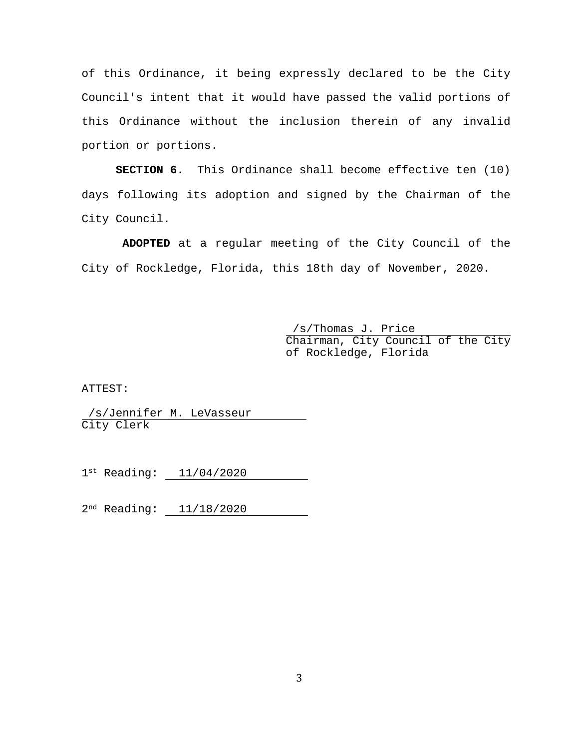of this Ordinance, it being expressly declared to be the City Council's intent that it would have passed the valid portions of this Ordinance without the inclusion therein of any invalid portion or portions.

**SECTION 6.** This Ordinance shall become effective ten (10) days following its adoption and signed by the Chairman of the City Council.

**ADOPTED** at a regular meeting of the City Council of the City of Rockledge, Florida, this 18th day of November, 2020.

/s/Thomas J. Price
Chairman, City Council of the City of Rockledge, Florida

ATTEST:

/s/Jennifer M. LeVasseur
City Clerk

1st Reading: 11/04/2020

2nd Reading: 11/18/2020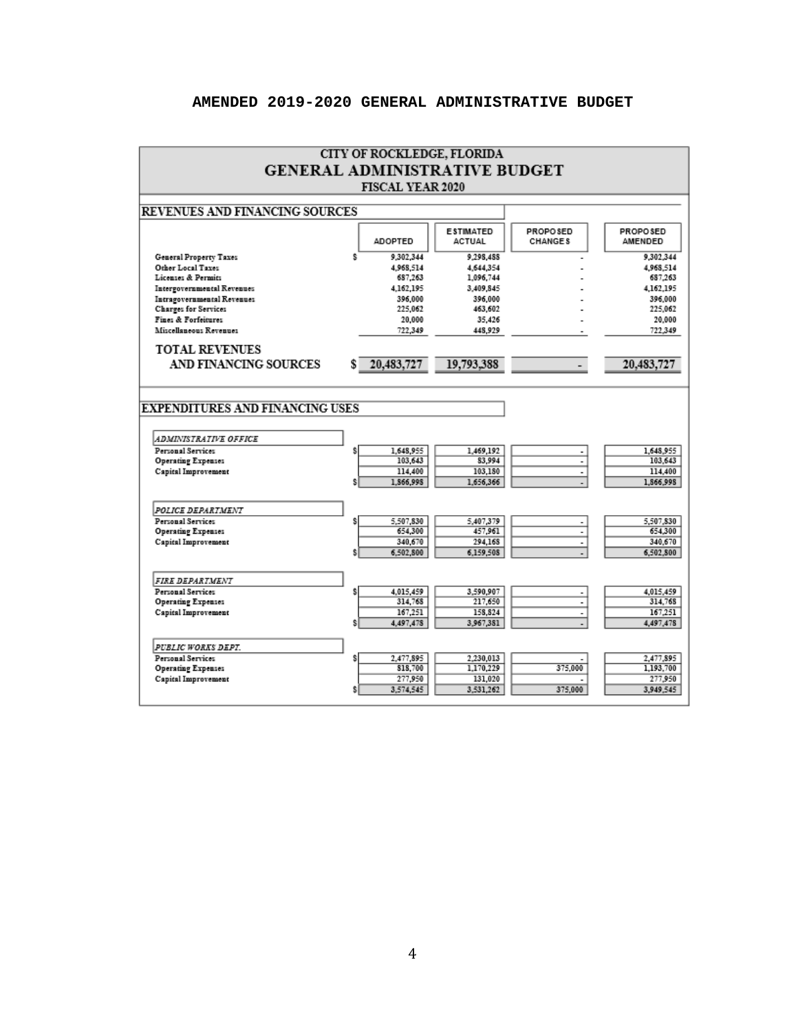# AMENDED 2019-2020 GENERAL ADMINISTRATIVE BUDGET

## CITY OF ROCKLEDGE, FLORIDA
## GENERAL ADMINISTRATIVE BUDGET
### FISCAL YEAR 2020

### REVENUES AND FINANCING SOURCES

| | ADOPTED | ESTIMATED ACTUAL | PROPOSED CHANGES | PROPOSED AMENDED |
|---|---|---|---|---|
| General Property Taxes | $ 9,302,344 | 9,298,488 | - | 9,302,344 |
| Other Local Taxes | 4,968,514 | 4,644,354 | - | 4,968,514 |
| Licenses & Permits | 687,263 | 1,096,744 | - | 687,263 |
| Intergovernmental Revenues | 4,162,195 | 3,409,845 | - | 4,162,195 |
| Intragovernmental Revenues | 396,000 | 396,000 | - | 396,000 |
| Charges for Services | 225,062 | 463,602 | - | 225,062 |
| Fines & Forfeitures | 20,000 | 35,426 | - | 20,000 |
| Miscellaneous Revenues | 722,349 | 448,929 | - | 722,349 |
| **TOTAL REVENUES AND FINANCING SOURCES** | **$ 20,483,727** | **19,793,388** | **-** | **20,483,727** |

### EXPENDITURES AND FINANCING USES

| | ADOPTED | ESTIMATED ACTUAL | PROPOSED CHANGES | PROPOSED AMENDED |
|---|---|---|---|---|
| *ADMINISTRATIVE OFFICE* | | | | |
| Personal Services | $ 1,648,955 | 1,469,192 | - | 1,648,955 |
| Operating Expenses | 103,643 | 83,994 | - | 103,643 |
| Capital Improvement | 114,400 | 103,180 | - | 114,400 |
| | $ 1,866,998 | 1,656,366 | - | 1,866,998 |
| *POLICE DEPARTMENT* | | | | |
| Personal Services | $ 5,507,830 | 5,407,379 | - | 5,507,830 |
| Operating Expenses | 654,300 | 457,961 | - | 654,300 |
| Capital Improvement | 340,670 | 294,168 | - | 340,670 |
| | $ 6,502,800 | 6,159,508 | - | 6,502,800 |
| *FIRE DEPARTMENT* | | | | |
| Personal Services | $ 4,015,459 | 3,590,907 | - | 4,015,459 |
| Operating Expenses | 314,768 | 217,650 | - | 314,768 |
| Capital Improvement | 167,251 | 158,824 | - | 167,251 |
| | $ 4,497,478 | 3,967,381 | - | 4,497,478 |
| *PUBLIC WORKS DEPT.* | | | | |
| Personal Services | $ 2,477,895 | 2,230,013 | - | 2,477,895 |
| Operating Expenses | 818,700 | 1,170,229 | 375,000 | 1,193,700 |
| Capital Improvement | 277,950 | 131,020 | - | 277,950 |
| | $ 3,574,545 | 3,531,262 | 375,000 | 3,949,545 |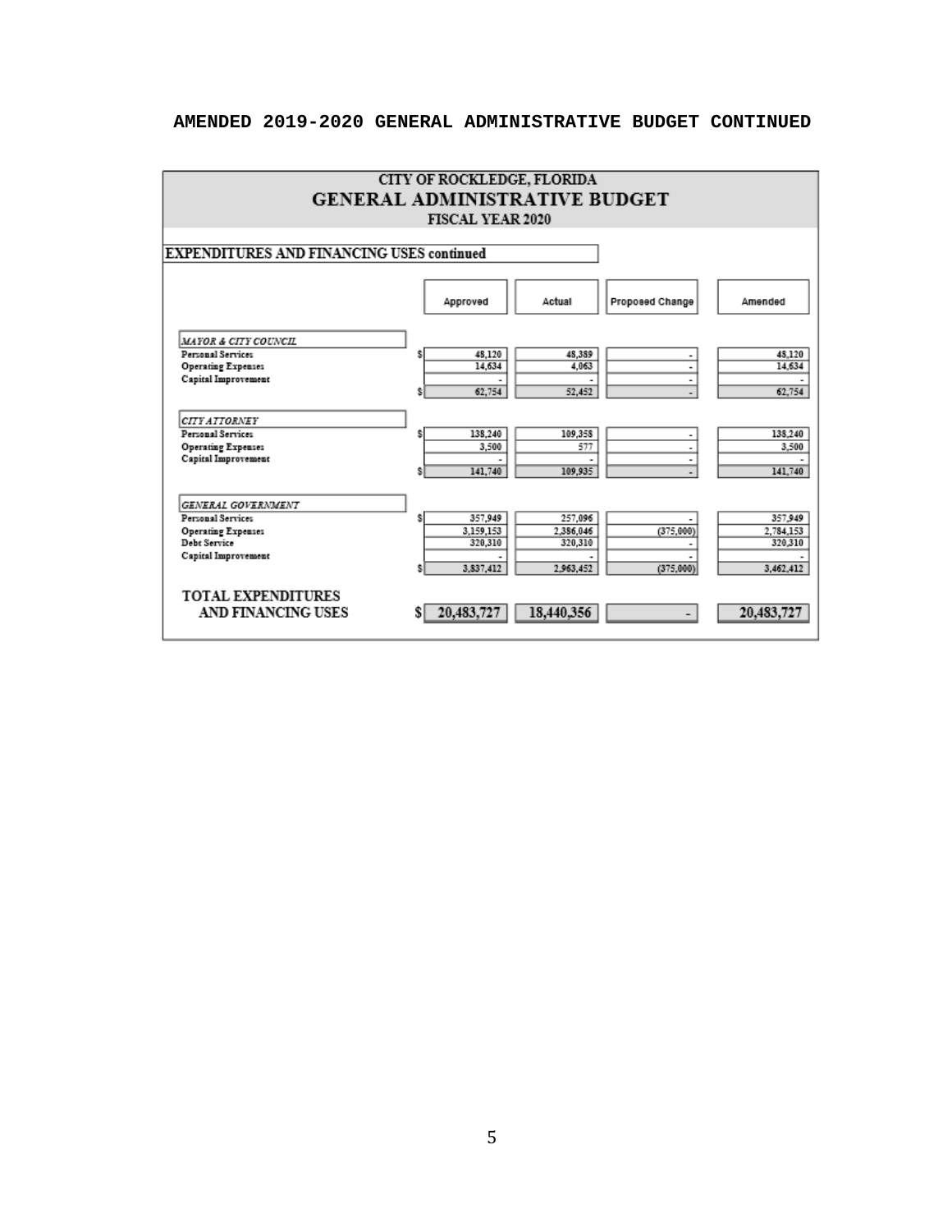# AMENDED 2019-2020 GENERAL ADMINISTRATIVE BUDGET CONTINUED

## CITY OF ROCKLEDGE, FLORIDA
## GENERAL ADMINISTRATIVE BUDGET
### FISCAL YEAR 2020

**EXPENDITURES AND FINANCING USES continued**

| | Approved | Actual | Proposed Change | Amended |
|---|---|---|---|---|
| *MAYOR & CITY COUNCIL* | | | | |
| Personal Services | $ 48,120 | 48,389 | - | 48,120 |
| Operating Expenses | 14,634 | 4,063 | - | 14,634 |
| Capital Improvement | - | - | - | - |
| | $ 62,754 | 52,452 | - | 62,754 |
| *CITY ATTORNEY* | | | | |
| Personal Services | $ 138,240 | 109,358 | - | 138,240 |
| Operating Expenses | 3,500 | 577 | - | 3,500 |
| Capital Improvement | - | - | - | - |
| | $ 141,740 | 109,935 | - | 141,740 |
| *GENERAL GOVERNMENT* | | | | |
| Personal Services | $ 357,949 | 257,096 | - | 357,949 |
| Operating Expenses | 3,159,153 | 2,386,046 | (375,000) | 2,784,153 |
| Debt Service | 320,310 | 320,310 | - | 320,310 |
| Capital Improvement | - | - | - | - |
| | $ 3,837,412 | 2,963,452 | (375,000) | 3,462,412 |
| **TOTAL EXPENDITURES AND FINANCING USES** | **$ 20,483,727** | **18,440,356** | **-** | **20,483,727** |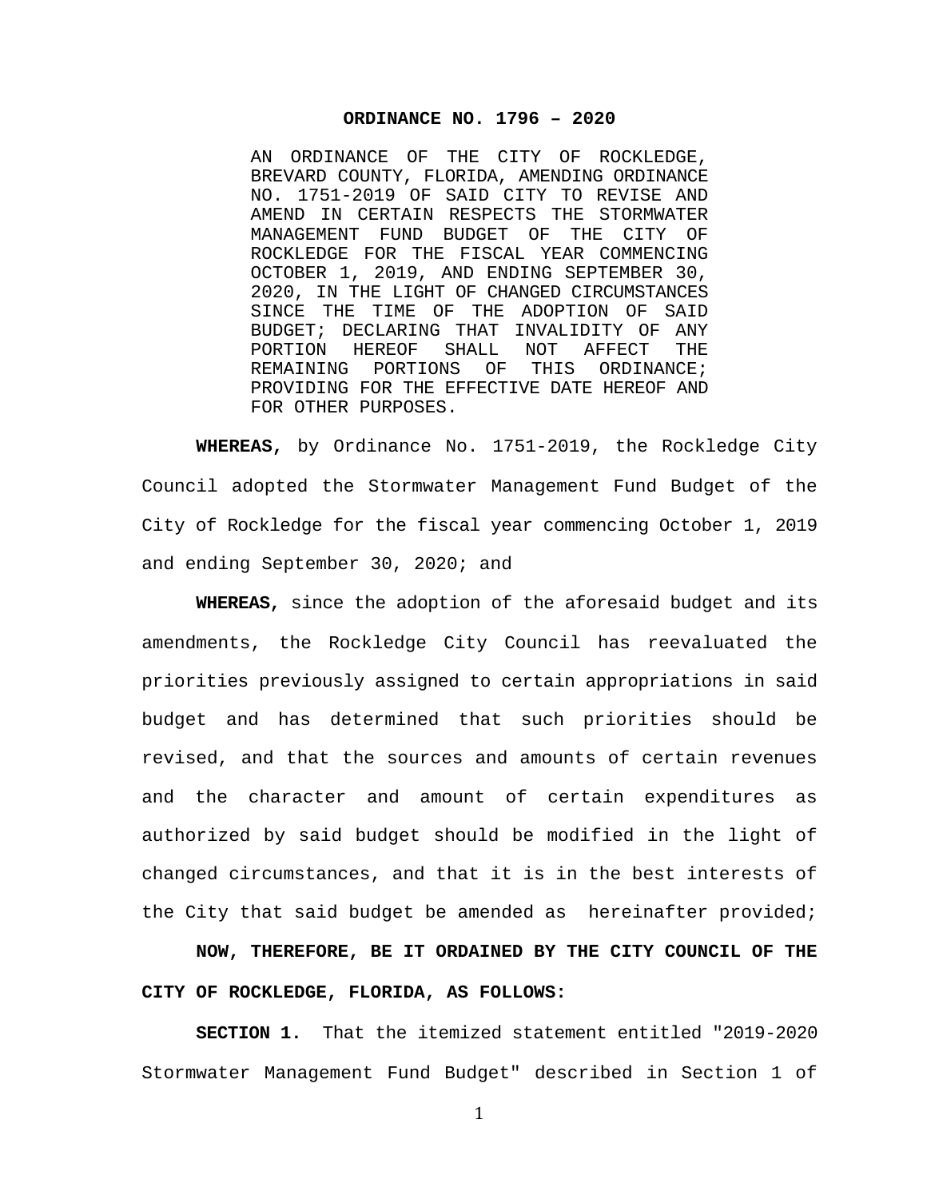**ORDINANCE NO. 1796 – 2020**

AN ORDINANCE OF THE CITY OF ROCKLEDGE, BREVARD COUNTY, FLORIDA, AMENDING ORDINANCE NO. 1751-2019 OF SAID CITY TO REVISE AND AMEND IN CERTAIN RESPECTS THE STORMWATER MANAGEMENT FUND BUDGET OF THE CITY OF ROCKLEDGE FOR THE FISCAL YEAR COMMENCING OCTOBER 1, 2019, AND ENDING SEPTEMBER 30, 2020, IN THE LIGHT OF CHANGED CIRCUMSTANCES SINCE THE TIME OF THE ADOPTION OF SAID BUDGET; DECLARING THAT INVALIDITY OF ANY PORTION HEREOF SHALL NOT AFFECT THE REMAINING PORTIONS OF THIS ORDINANCE; PROVIDING FOR THE EFFECTIVE DATE HEREOF AND FOR OTHER PURPOSES.

**WHEREAS,** by Ordinance No. 1751-2019, the Rockledge City Council adopted the Stormwater Management Fund Budget of the City of Rockledge for the fiscal year commencing October 1, 2019 and ending September 30, 2020; and

**WHEREAS,** since the adoption of the aforesaid budget and its amendments, the Rockledge City Council has reevaluated the priorities previously assigned to certain appropriations in said budget and has determined that such priorities should be revised, and that the sources and amounts of certain revenues and the character and amount of certain expenditures as authorized by said budget should be modified in the light of changed circumstances, and that it is in the best interests of the City that said budget be amended as hereinafter provided;

**NOW, THEREFORE, BE IT ORDAINED BY THE CITY COUNCIL OF THE CITY OF ROCKLEDGE, FLORIDA, AS FOLLOWS:**

**SECTION 1.** That the itemized statement entitled "2019-2020 Stormwater Management Fund Budget" described in Section 1 of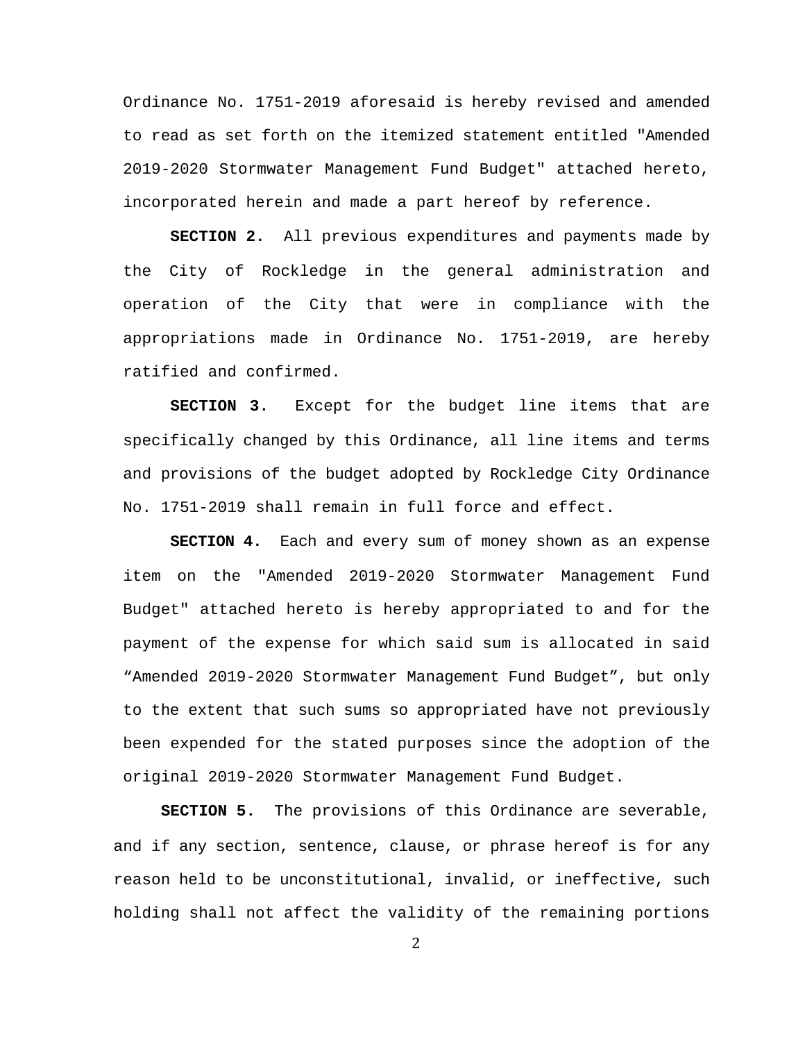Ordinance No. 1751-2019 aforesaid is hereby revised and amended to read as set forth on the itemized statement entitled "Amended 2019-2020 Stormwater Management Fund Budget" attached hereto, incorporated herein and made a part hereof by reference.

**SECTION 2.** All previous expenditures and payments made by the City of Rockledge in the general administration and operation of the City that were in compliance with the appropriations made in Ordinance No. 1751-2019, are hereby ratified and confirmed.

**SECTION 3.** Except for the budget line items that are specifically changed by this Ordinance, all line items and terms and provisions of the budget adopted by Rockledge City Ordinance No. 1751-2019 shall remain in full force and effect.

**SECTION 4.** Each and every sum of money shown as an expense item on the "Amended 2019-2020 Stormwater Management Fund Budget" attached hereto is hereby appropriated to and for the payment of the expense for which said sum is allocated in said "Amended 2019-2020 Stormwater Management Fund Budget", but only to the extent that such sums so appropriated have not previously been expended for the stated purposes since the adoption of the original 2019-2020 Stormwater Management Fund Budget.

**SECTION 5.** The provisions of this Ordinance are severable, and if any section, sentence, clause, or phrase hereof is for any reason held to be unconstitutional, invalid, or ineffective, such holding shall not affect the validity of the remaining portions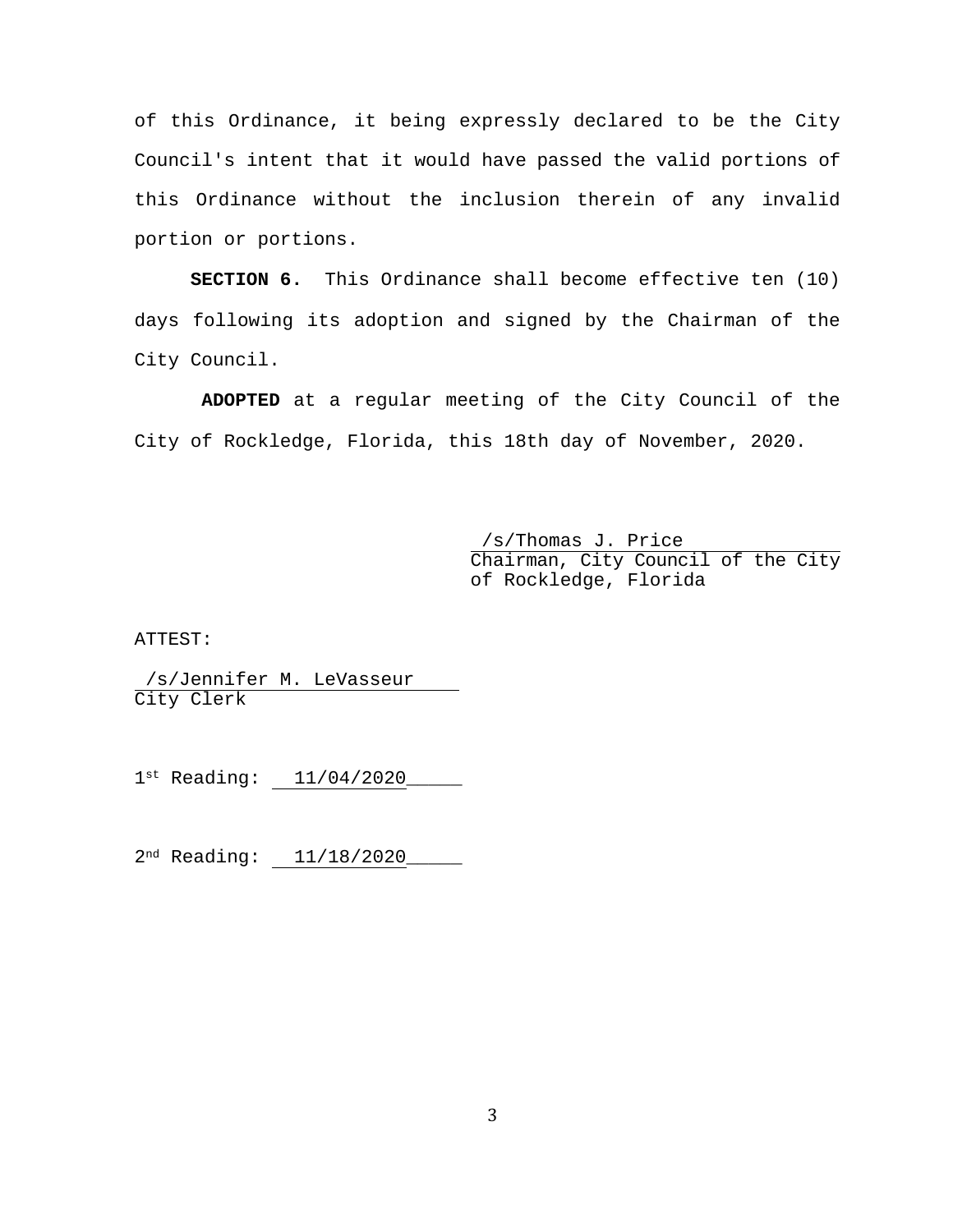of this Ordinance, it being expressly declared to be the City Council's intent that it would have passed the valid portions of this Ordinance without the inclusion therein of any invalid portion or portions.

**SECTION 6.** This Ordinance shall become effective ten (10) days following its adoption and signed by the Chairman of the City Council.

**ADOPTED** at a regular meeting of the City Council of the City of Rockledge, Florida, this 18th day of November, 2020.

/s/Thomas J. Price
Chairman, City Council of the City of Rockledge, Florida

ATTEST:

/s/Jennifer M. LeVasseur
City Clerk

1st Reading: 11/04/2020

2nd Reading: 11/18/2020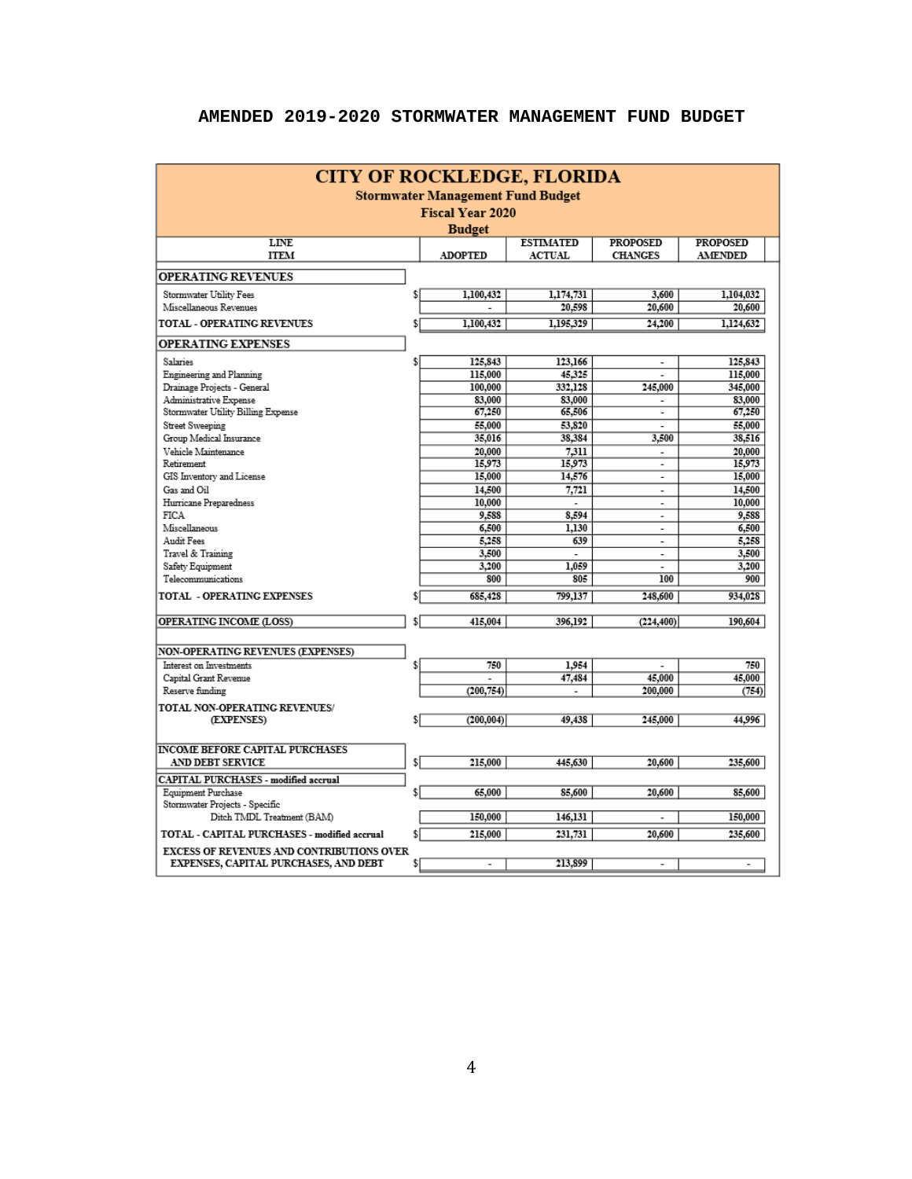# AMENDED 2019-2020 STORMWATER MANAGEMENT FUND BUDGET

## CITY OF ROCKLEDGE, FLORIDA

**Stormwater Management Fund Budget**

**Fiscal Year 2020**

**Budget**

| LINE ITEM | | ADOPTED | ESTIMATED ACTUAL | PROPOSED CHANGES | PROPOSED AMENDED |
|---|---|---|---|---|---|
| **OPERATING REVENUES** | | | | | |
| Stormwater Utility Fees | $ | 1,100,432 | 1,174,731 | 3,600 | 1,104,032 |
| Miscellaneous Revenues | | - | 20,598 | 20,600 | 20,600 |
| **TOTAL - OPERATING REVENUES** | $ | 1,100,432 | 1,195,329 | 24,200 | 1,124,632 |
| **OPERATING EXPENSES** | | | | | |
| Salaries | $ | 125,843 | 123,166 | - | 125,843 |
| Engineering and Planning | | 115,000 | 45,325 | - | 115,000 |
| Drainage Projects - General | | 100,000 | 332,128 | 245,000 | 345,000 |
| Administrative Expense | | 83,000 | 83,000 | - | 83,000 |
| Stormwater Utility Billing Expense | | 67,250 | 65,506 | - | 67,250 |
| Street Sweeping | | 55,000 | 53,820 | - | 55,000 |
| Group Medical Insurance | | 35,016 | 38,384 | 3,500 | 38,516 |
| Vehicle Maintenance | | 20,000 | 7,311 | - | 20,000 |
| Retirement | | 15,973 | 15,973 | - | 15,973 |
| GIS Inventory and License | | 15,000 | 14,576 | - | 15,000 |
| Gas and Oil | | 14,500 | 7,721 | - | 14,500 |
| Hurricane Preparedness | | 10,000 | - | - | 10,000 |
| FICA | | 9,588 | 8,594 | - | 9,588 |
| Miscellaneous | | 6,500 | 1,130 | - | 6,500 |
| Audit Fees | | 5,258 | 639 | - | 5,258 |
| Travel & Training | | 3,500 | - | - | 3,500 |
| Safety Equipment | | 3,200 | 1,059 | - | 3,200 |
| Telecommunications | | 800 | 805 | 100 | 900 |
| **TOTAL - OPERATING EXPENSES** | $ | 685,428 | 799,137 | 248,600 | 934,028 |
| **OPERATING INCOME (LOSS)** | $ | 415,004 | 396,192 | (224,400) | 190,604 |
| **NON-OPERATING REVENUES (EXPENSES)** | | | | | |
| Interest on Investments | $ | 750 | 1,954 | - | 750 |
| Capital Grant Revenue | | - | 47,484 | 45,000 | 45,000 |
| Reserve funding | | (200,754) | - | 200,000 | (754) |
| **TOTAL NON-OPERATING REVENUES/ (EXPENSES)** | $ | (200,004) | 49,438 | 245,000 | 44,996 |
| **INCOME BEFORE CAPITAL PURCHASES AND DEBT SERVICE** | $ | 215,000 | 445,630 | 20,600 | 235,600 |
| **CAPITAL PURCHASES - modified accrual** | | | | | |
| Equipment Purchase | $ | 65,000 | 85,600 | 20,600 | 85,600 |
| Stormwater Projects - Specific | | | | | |
| Ditch TMDL Treatment (BAM) | | 150,000 | 146,131 | - | 150,000 |
| **TOTAL - CAPITAL PURCHASES - modified accrual** | $ | 215,000 | 231,731 | 20,600 | 235,600 |
| **EXCESS OF REVENUES AND CONTRIBUTIONS OVER EXPENSES, CAPITAL PURCHASES, AND DEBT** | $ | - | 213,899 | - | - |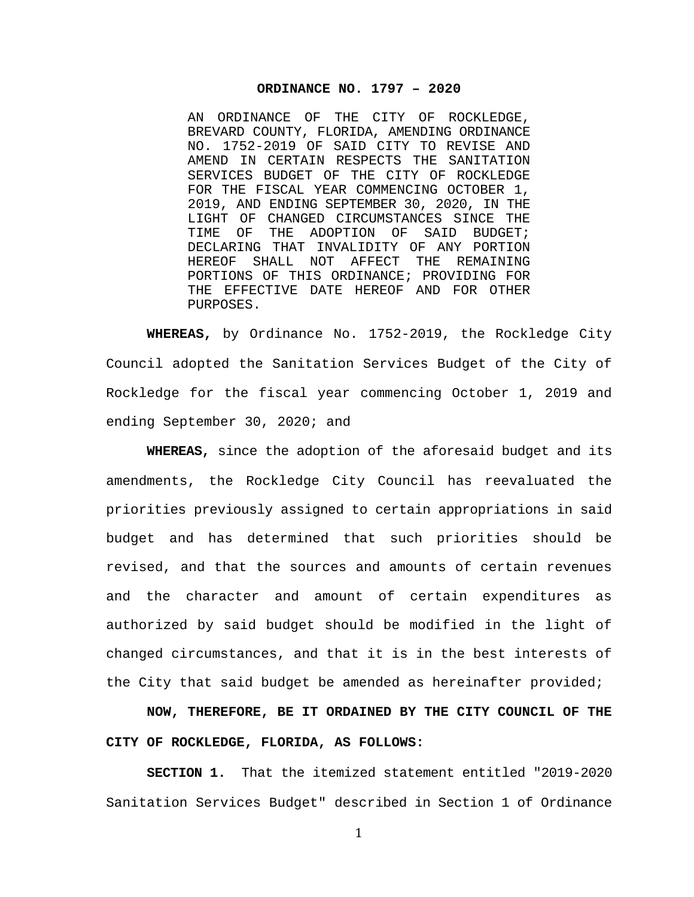**ORDINANCE NO. 1797 – 2020**

AN ORDINANCE OF THE CITY OF ROCKLEDGE, BREVARD COUNTY, FLORIDA, AMENDING ORDINANCE NO. 1752-2019 OF SAID CITY TO REVISE AND AMEND IN CERTAIN RESPECTS THE SANITATION SERVICES BUDGET OF THE CITY OF ROCKLEDGE FOR THE FISCAL YEAR COMMENCING OCTOBER 1, 2019, AND ENDING SEPTEMBER 30, 2020, IN THE LIGHT OF CHANGED CIRCUMSTANCES SINCE THE TIME OF THE ADOPTION OF SAID BUDGET; DECLARING THAT INVALIDITY OF ANY PORTION HEREOF SHALL NOT AFFECT THE REMAINING PORTIONS OF THIS ORDINANCE; PROVIDING FOR THE EFFECTIVE DATE HEREOF AND FOR OTHER PURPOSES.

**WHEREAS,** by Ordinance No. 1752-2019, the Rockledge City Council adopted the Sanitation Services Budget of the City of Rockledge for the fiscal year commencing October 1, 2019 and ending September 30, 2020; and

**WHEREAS,** since the adoption of the aforesaid budget and its amendments, the Rockledge City Council has reevaluated the priorities previously assigned to certain appropriations in said budget and has determined that such priorities should be revised, and that the sources and amounts of certain revenues and the character and amount of certain expenditures as authorized by said budget should be modified in the light of changed circumstances, and that it is in the best interests of the City that said budget be amended as hereinafter provided;

**NOW, THEREFORE, BE IT ORDAINED BY THE CITY COUNCIL OF THE CITY OF ROCKLEDGE, FLORIDA, AS FOLLOWS:**

**SECTION 1.** That the itemized statement entitled "2019-2020 Sanitation Services Budget" described in Section 1 of Ordinance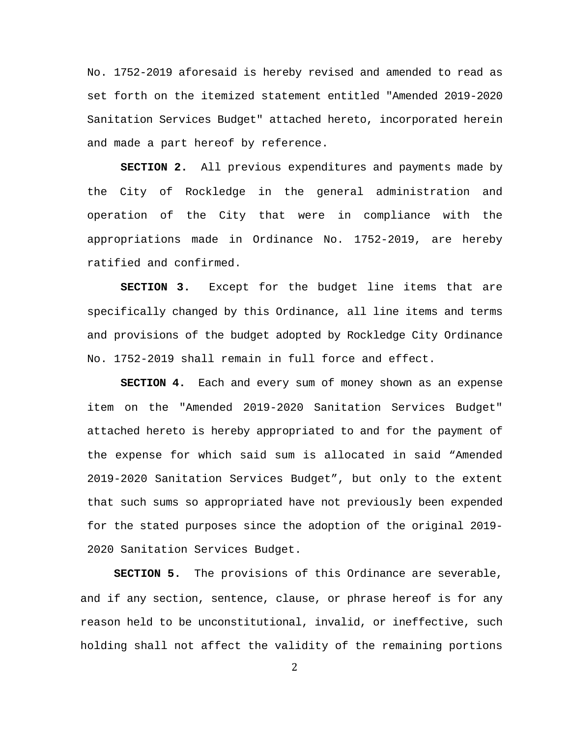No. 1752-2019 aforesaid is hereby revised and amended to read as set forth on the itemized statement entitled "Amended 2019-2020 Sanitation Services Budget" attached hereto, incorporated herein and made a part hereof by reference.

**SECTION 2.** All previous expenditures and payments made by the City of Rockledge in the general administration and operation of the City that were in compliance with the appropriations made in Ordinance No. 1752-2019, are hereby ratified and confirmed.

**SECTION 3.** Except for the budget line items that are specifically changed by this Ordinance, all line items and terms and provisions of the budget adopted by Rockledge City Ordinance No. 1752-2019 shall remain in full force and effect.

**SECTION 4.** Each and every sum of money shown as an expense item on the "Amended 2019-2020 Sanitation Services Budget" attached hereto is hereby appropriated to and for the payment of the expense for which said sum is allocated in said "Amended 2019-2020 Sanitation Services Budget", but only to the extent that such sums so appropriated have not previously been expended for the stated purposes since the adoption of the original 2019-2020 Sanitation Services Budget.

**SECTION 5.** The provisions of this Ordinance are severable, and if any section, sentence, clause, or phrase hereof is for any reason held to be unconstitutional, invalid, or ineffective, such holding shall not affect the validity of the remaining portions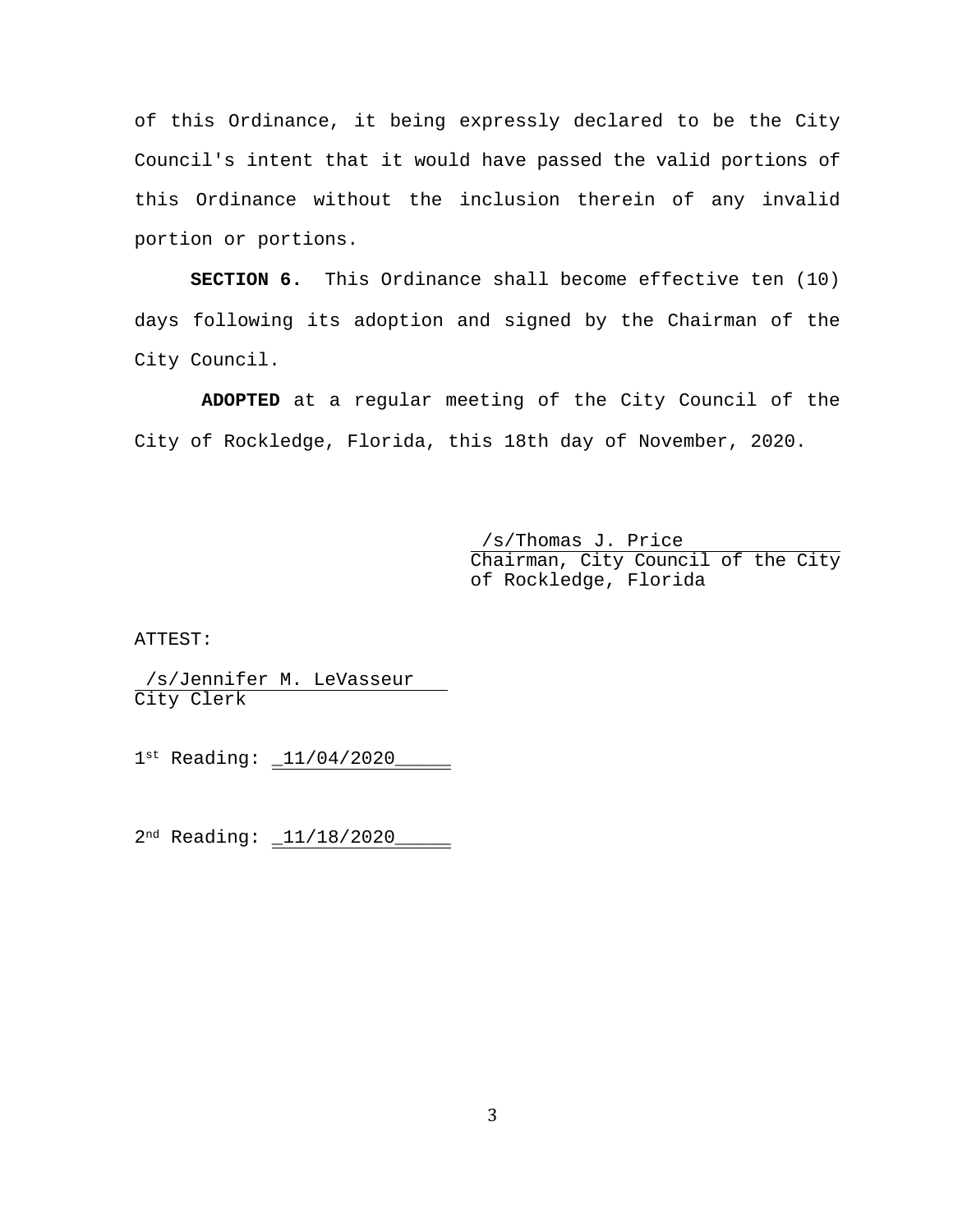of this Ordinance, it being expressly declared to be the City Council's intent that it would have passed the valid portions of this Ordinance without the inclusion therein of any invalid portion or portions.

**SECTION 6.** This Ordinance shall become effective ten (10) days following its adoption and signed by the Chairman of the City Council.

**ADOPTED** at a regular meeting of the City Council of the City of Rockledge, Florida, this 18th day of November, 2020.

/s/Thomas J. Price
Chairman, City Council of the City of Rockledge, Florida

ATTEST:

/s/Jennifer M. LeVasseur
City Clerk

1st Reading: _11/04/2020_____

2nd Reading: _11/18/2020_____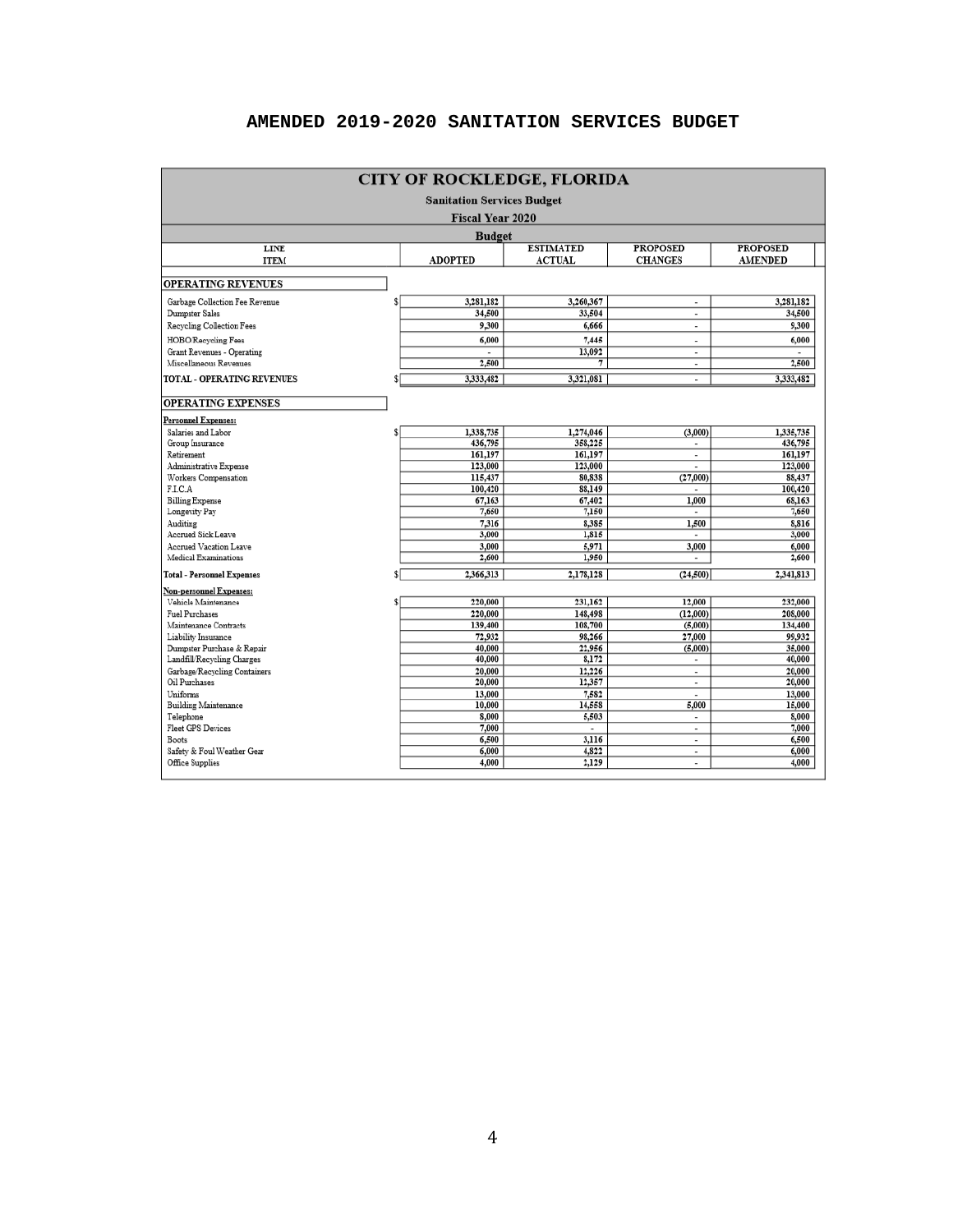# AMENDED 2019-2020 SANITATION SERVICES BUDGET

**CITY OF ROCKLEDGE, FLORIDA**

**Sanitation Services Budget**

**Fiscal Year 2020**

| | Budget | | | |
|---|---|---|---|---|
| **LINE ITEM** | **ADOPTED** | **ESTIMATED ACTUAL** | **PROPOSED CHANGES** | **PROPOSED AMENDED** |
| **OPERATING REVENUES** | | | | |
| Garbage Collection Fee Revenue | $ 3,281,182 | 3,260,367 | - | 3,281,182 |
| Dumpster Sales | 34,500 | 33,504 | - | 34,500 |
| Recycling Collection Fees | 9,300 | 6,666 | - | 9,300 |
| HOBO/Recycling Fees | 6,000 | 7,445 | - | 6,000 |
| Grant Revenues - Operating | - | 13,092 | - | - |
| Miscellaneous Revenues | 2,500 | 7 | - | 2,500 |
| **TOTAL - OPERATING REVENUES** | $ 3,333,482 | 3,321,081 | - | 3,333,482 |
| **OPERATING EXPENSES** | | | | |
| **Personnel Expenses:** | | | | |
| Salaries and Labor | $ 1,338,735 | 1,274,046 | (3,000) | 1,335,735 |
| Group Insurance | 436,795 | 358,225 | - | 436,795 |
| Retirement | 161,197 | 161,197 | - | 161,197 |
| Administrative Expense | 123,000 | 123,000 | - | 123,000 |
| Workers Compensation | 115,437 | 80,838 | (27,000) | 88,437 |
| F.I.C.A | 100,420 | 88,149 | - | 100,420 |
| Billing Expense | 67,163 | 67,402 | 1,000 | 68,163 |
| Longevity Pay | 7,650 | 7,150 | - | 7,650 |
| Auditing | 7,316 | 8,385 | 1,500 | 8,816 |
| Accrued Sick Leave | 3,000 | 1,815 | - | 3,000 |
| Accrued Vacation Leave | 3,000 | 5,971 | 3,000 | 6,000 |
| Medical Examinations | 2,600 | 1,950 | - | 2,600 |
| **Total - Personnel Expenses** | $ 2,366,313 | 2,178,128 | (24,500) | 2,341,813 |
| **Non-personnel Expenses:** | | | | |
| Vehicle Maintenance | $ 220,000 | 231,162 | 12,000 | 232,000 |
| Fuel Purchases | 220,000 | 148,498 | (12,000) | 208,000 |
| Maintenance Contracts | 139,400 | 108,700 | (5,000) | 134,400 |
| Liability Insurance | 72,932 | 98,266 | 27,000 | 99,932 |
| Dumpster Purchase & Repair | 40,000 | 22,956 | (5,000) | 35,000 |
| Landfill/Recycling Charges | 40,000 | 8,172 | - | 40,000 |
| Garbage/Recycling Containers | 20,000 | 12,226 | - | 20,000 |
| Oil Purchases | 20,000 | 12,357 | - | 20,000 |
| Uniforms | 13,000 | 7,582 | - | 13,000 |
| Building Maintenance | 10,000 | 14,558 | 5,000 | 15,000 |
| Telephone | 8,000 | 5,503 | - | 8,000 |
| Fleet GPS Devices | 7,000 | - | - | 7,000 |
| Boots | 6,500 | 3,116 | - | 6,500 |
| Safety & Foul Weather Gear | 6,000 | 4,822 | - | 6,000 |
| Office Supplies | 4,000 | 2,129 | - | 4,000 |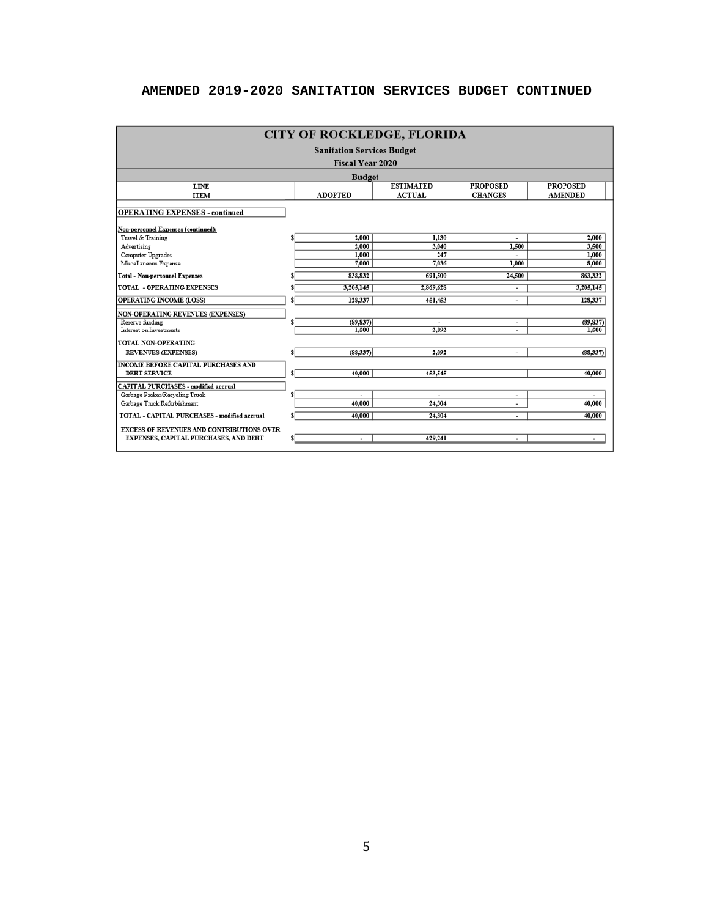# AMENDED 2019-2020 SANITATION SERVICES BUDGET CONTINUED

| CITY OF ROCKLEDGE, FLORIDA<br>Sanitation Services Budget<br>Fiscal Year 2020 | | | | |
|---|---|---|---|---|
| | Budget | | | |
| LINE ITEM | ADOPTED | ESTIMATED ACTUAL | PROPOSED CHANGES | PROPOSED AMENDED |
| **OPERATING EXPENSES - continued** | | | | |
| Non-personnel Expenses (continued): | | | | |
| Travel & Training | $ 2,000 | 1,130 | - | 2,000 |
| Advertising | 2,000 | 3,040 | 1,500 | 3,500 |
| Computer Upgrades | 1,000 | 247 | - | 1,000 |
| Miscellaneous Expense | 7,000 | 7,036 | 1,000 | 8,000 |
| **Total - Non-personnel Expenses** | $ 838,832 | 691,500 | 24,500 | 863,332 |
| **TOTAL - OPERATING EXPENSES** | $ 3,205,145 | 2,869,628 | - | 3,205,145 |
| **OPERATING INCOME (LOSS)** | $ 128,337 | 451,453 | - | 128,337 |
| **NON-OPERATING REVENUES (EXPENSES)** | | | | |
| Reserve funding | $ (89,837) | - | - | (89,837) |
| Interest on Investments | 1,500 | 2,092 | - | 1,500 |
| **TOTAL NON-OPERATING REVENUES (EXPENSES)** | $ (88,337) | 2,092 | - | (88,337) |
| **INCOME BEFORE CAPITAL PURCHASES AND DEBT SERVICE** | $ 40,000 | 453,545 | - | 40,000 |
| **CAPITAL PURCHASES - modified accrual** | | | | |
| Garbage Packer/Recycling Truck | $ - | - | - | - |
| Garbage Truck Refurbishment | 40,000 | 24,304 | - | 40,000 |
| **TOTAL - CAPITAL PURCHASES - modified accrual** | $ 40,000 | 24,304 | - | 40,000 |
| **EXCESS OF REVENUES AND CONTRIBUTIONS OVER EXPENSES, CAPITAL PURCHASES, AND DEBT** | $ - | 429,241 | - | - |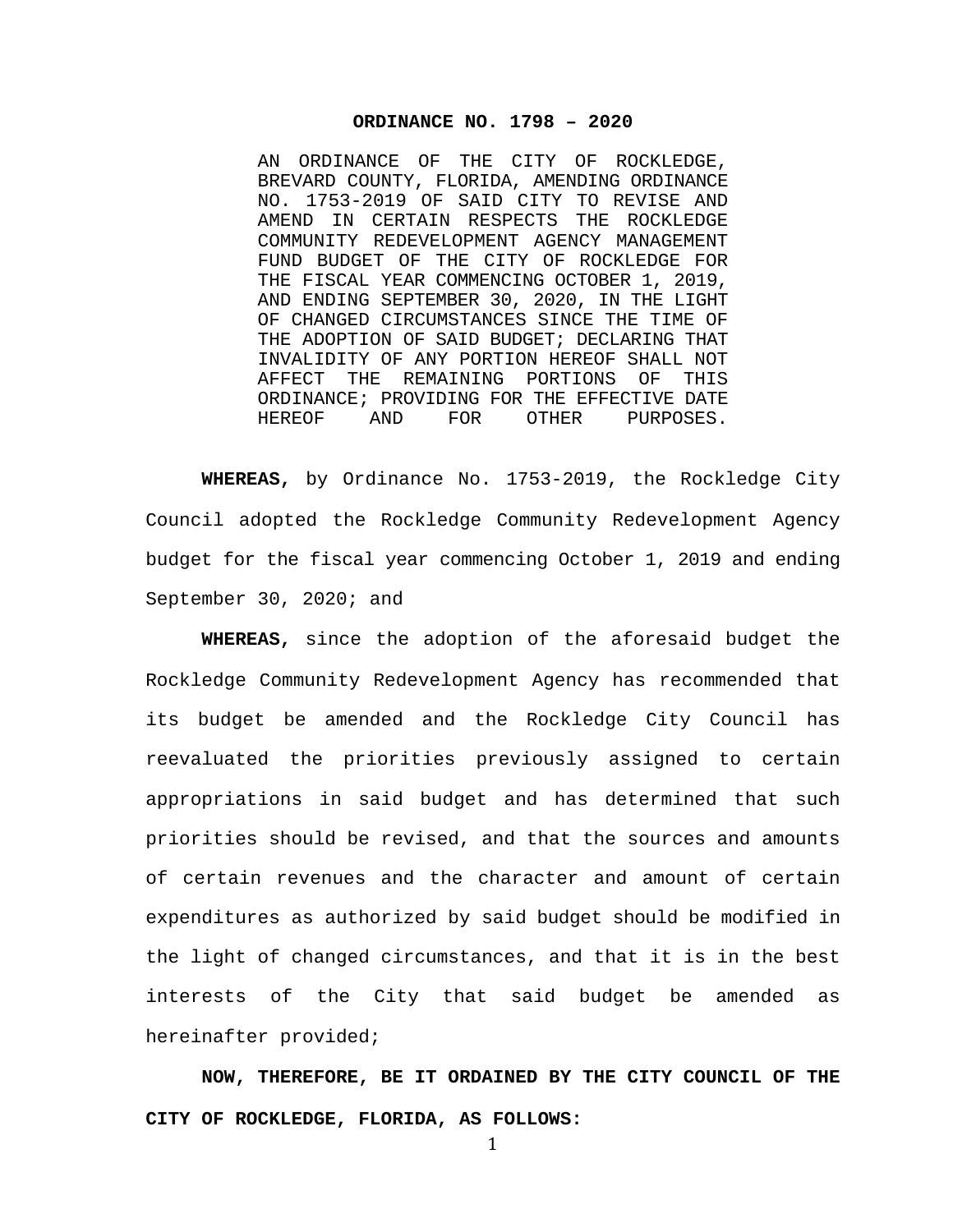# ORDINANCE NO. 1798 – 2020

AN ORDINANCE OF THE CITY OF ROCKLEDGE, BREVARD COUNTY, FLORIDA, AMENDING ORDINANCE NO. 1753-2019 OF SAID CITY TO REVISE AND AMEND IN CERTAIN RESPECTS THE ROCKLEDGE COMMUNITY REDEVELOPMENT AGENCY MANAGEMENT FUND BUDGET OF THE CITY OF ROCKLEDGE FOR THE FISCAL YEAR COMMENCING OCTOBER 1, 2019, AND ENDING SEPTEMBER 30, 2020, IN THE LIGHT OF CHANGED CIRCUMSTANCES SINCE THE TIME OF THE ADOPTION OF SAID BUDGET; DECLARING THAT INVALIDITY OF ANY PORTION HEREOF SHALL NOT AFFECT THE REMAINING PORTIONS OF THIS ORDINANCE; PROVIDING FOR THE EFFECTIVE DATE HEREOF AND FOR OTHER PURPOSES.

**WHEREAS,** by Ordinance No. 1753-2019, the Rockledge City Council adopted the Rockledge Community Redevelopment Agency budget for the fiscal year commencing October 1, 2019 and ending September 30, 2020; and

**WHEREAS,** since the adoption of the aforesaid budget the Rockledge Community Redevelopment Agency has recommended that its budget be amended and the Rockledge City Council has reevaluated the priorities previously assigned to certain appropriations in said budget and has determined that such priorities should be revised, and that the sources and amounts of certain revenues and the character and amount of certain expenditures as authorized by said budget should be modified in the light of changed circumstances, and that it is in the best interests of the City that said budget be amended as hereinafter provided;

**NOW, THEREFORE, BE IT ORDAINED BY THE CITY COUNCIL OF THE CITY OF ROCKLEDGE, FLORIDA, AS FOLLOWS:**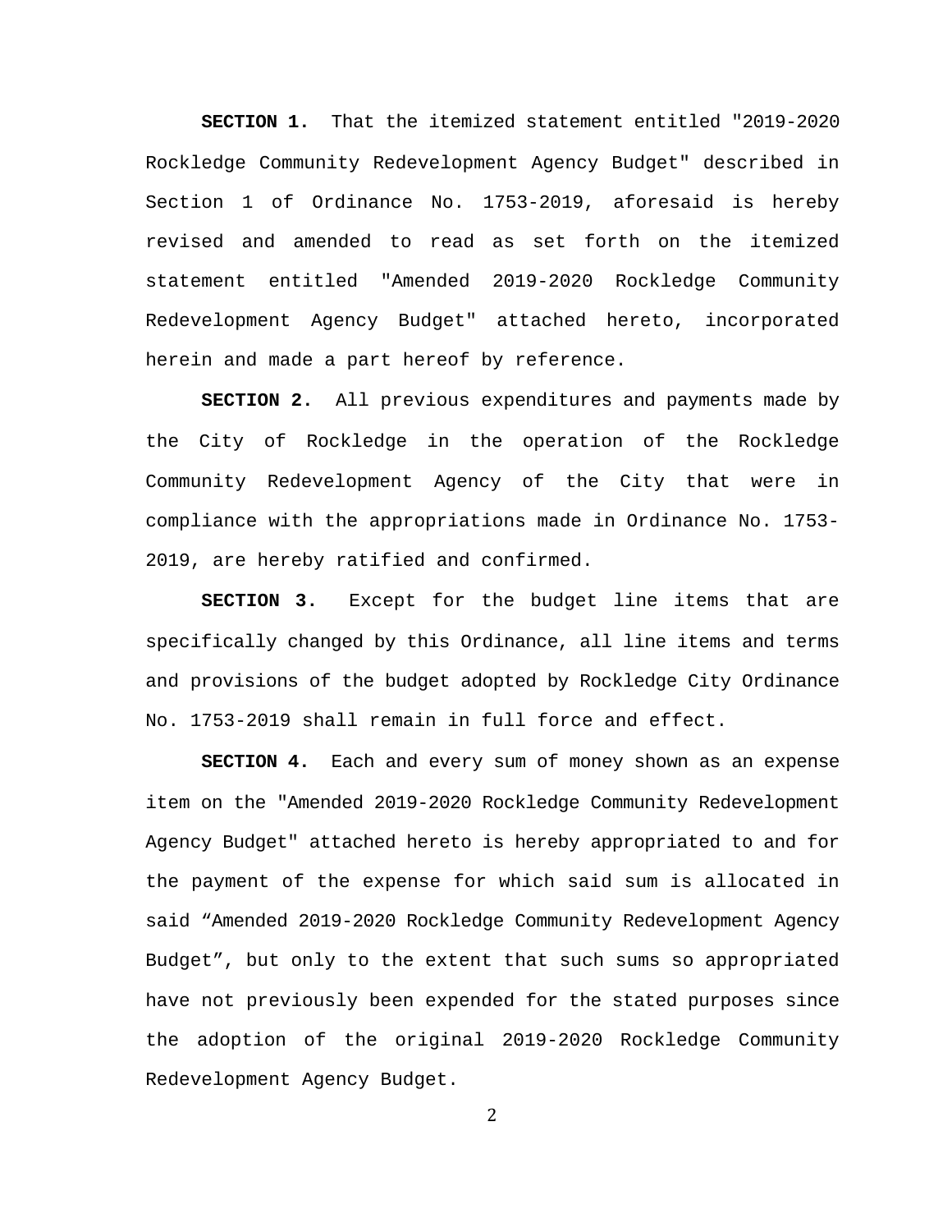**SECTION 1.** That the itemized statement entitled "2019-2020 Rockledge Community Redevelopment Agency Budget" described in Section 1 of Ordinance No. 1753-2019, aforesaid is hereby revised and amended to read as set forth on the itemized statement entitled "Amended 2019-2020 Rockledge Community Redevelopment Agency Budget" attached hereto, incorporated herein and made a part hereof by reference.

**SECTION 2.** All previous expenditures and payments made by the City of Rockledge in the operation of the Rockledge Community Redevelopment Agency of the City that were in compliance with the appropriations made in Ordinance No. 1753-2019, are hereby ratified and confirmed.

**SECTION 3.** Except for the budget line items that are specifically changed by this Ordinance, all line items and terms and provisions of the budget adopted by Rockledge City Ordinance No. 1753-2019 shall remain in full force and effect.

**SECTION 4.** Each and every sum of money shown as an expense item on the "Amended 2019-2020 Rockledge Community Redevelopment Agency Budget" attached hereto is hereby appropriated to and for the payment of the expense for which said sum is allocated in said "Amended 2019-2020 Rockledge Community Redevelopment Agency Budget", but only to the extent that such sums so appropriated have not previously been expended for the stated purposes since the adoption of the original 2019-2020 Rockledge Community Redevelopment Agency Budget.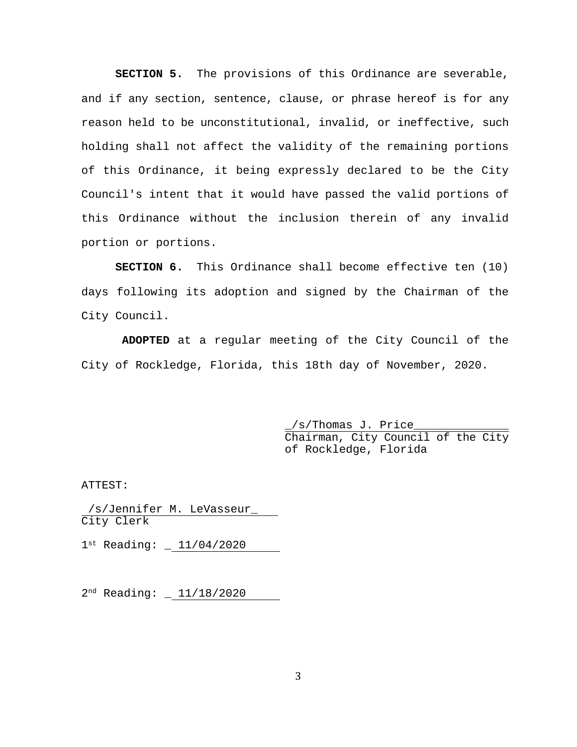**SECTION 5.** The provisions of this Ordinance are severable, and if any section, sentence, clause, or phrase hereof is for any reason held to be unconstitutional, invalid, or ineffective, such holding shall not affect the validity of the remaining portions of this Ordinance, it being expressly declared to be the City Council's intent that it would have passed the valid portions of this Ordinance without the inclusion therein of any invalid portion or portions.

**SECTION 6.** This Ordinance shall become effective ten (10) days following its adoption and signed by the Chairman of the City Council.

**ADOPTED** at a regular meeting of the City Council of the City of Rockledge, Florida, this 18th day of November, 2020.

_/s/Thomas J. Price______________
Chairman, City Council of the City of Rockledge, Florida

ATTEST:

/s/Jennifer M. LeVasseur_
City Clerk

1st Reading: _ 11/04/2020

2nd Reading: _ 11/18/2020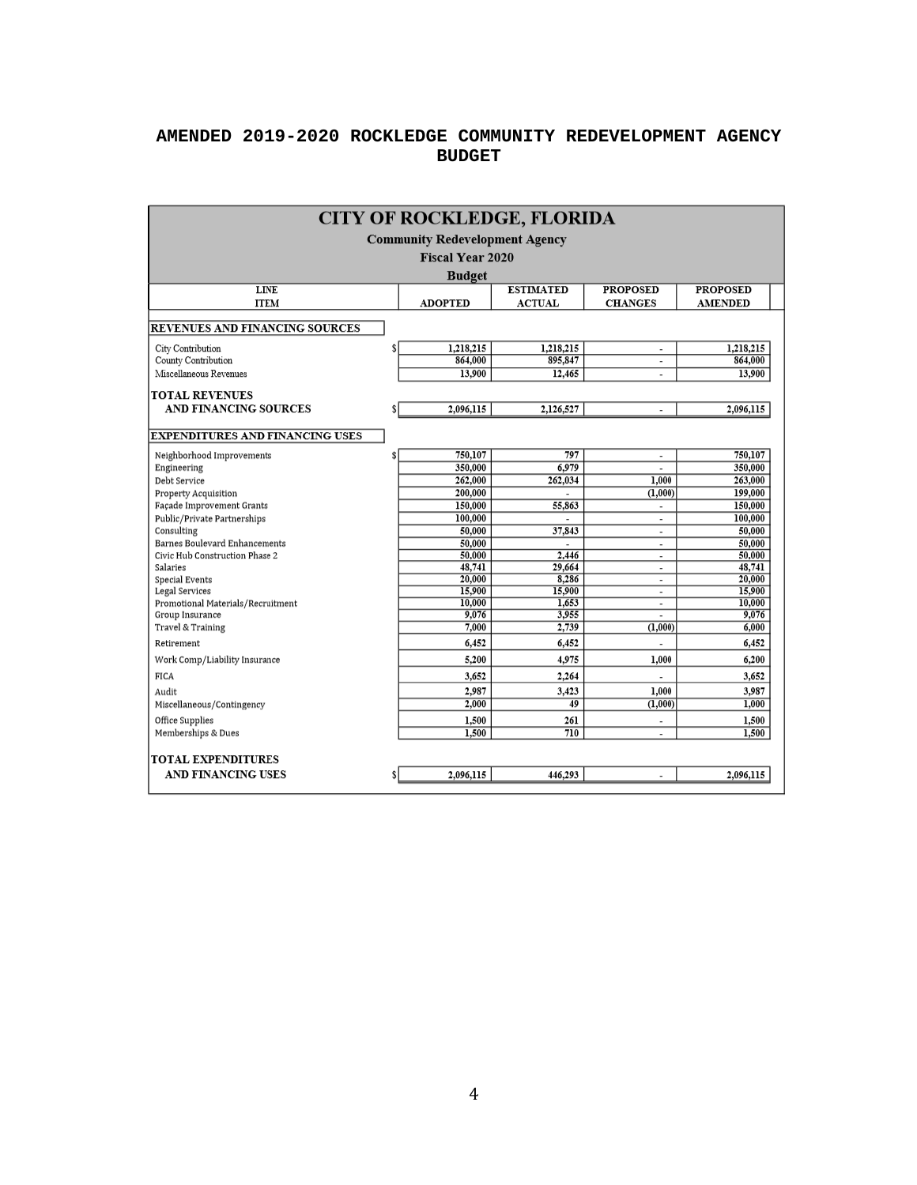# AMENDED 2019-2020 ROCKLEDGE COMMUNITY REDEVELOPMENT AGENCY BUDGET

## CITY OF ROCKLEDGE, FLORIDA

**Community Redevelopment Agency**

**Fiscal Year 2020**

**Budget**

| LINE ITEM | | ADOPTED | ESTIMATED ACTUAL | PROPOSED CHANGES | PROPOSED AMENDED |
|---|---|---|---|---|---|
| **REVENUES AND FINANCING SOURCES** | | | | | |
| City Contribution | $ | 1,218,215 | 1,218,215 | - | 1,218,215 |
| County Contribution | | 864,000 | 895,847 | - | 864,000 |
| Miscellaneous Revenues | | 13,900 | 12,465 | - | 13,900 |
| **TOTAL REVENUES AND FINANCING SOURCES** | $ | 2,096,115 | 2,126,527 | - | 2,096,115 |
| **EXPENDITURES AND FINANCING USES** | | | | | |
| Neighborhood Improvements | $ | 750,107 | 797 | - | 750,107 |
| Engineering | | 350,000 | 6,979 | - | 350,000 |
| Debt Service | | 262,000 | 262,034 | 1,000 | 263,000 |
| Property Acquisition | | 200,000 | - | (1,000) | 199,000 |
| Façade Improvement Grants | | 150,000 | 55,863 | - | 150,000 |
| Public/Private Partnerships | | 100,000 | - | - | 100,000 |
| Consulting | | 50,000 | 37,843 | - | 50,000 |
| Barnes Boulevard Enhancements | | 50,000 | - | - | 50,000 |
| Civic Hub Construction Phase 2 | | 50,000 | 2,446 | - | 50,000 |
| Salaries | | 48,741 | 29,664 | - | 48,741 |
| Special Events | | 20,000 | 8,286 | - | 20,000 |
| Legal Services | | 15,900 | 15,900 | - | 15,900 |
| Promotional Materials/Recruitment | | 10,000 | 1,653 | - | 10,000 |
| Group Insurance | | 9,076 | 3,955 | - | 9,076 |
| Travel & Training | | 7,000 | 2,739 | (1,000) | 6,000 |
| Retirement | | 6,452 | 6,452 | - | 6,452 |
| Work Comp/Liability Insurance | | 5,200 | 4,975 | 1,000 | 6,200 |
| FICA | | 3,652 | 2,264 | - | 3,652 |
| Audit | | 2,987 | 3,423 | 1,000 | 3,987 |
| Miscellaneous/Contingency | | 2,000 | 49 | (1,000) | 1,000 |
| Office Supplies | | 1,500 | 261 | - | 1,500 |
| Memberships & Dues | | 1,500 | 710 | - | 1,500 |
| **TOTAL EXPENDITURES AND FINANCING USES** | $ | 2,096,115 | 446,293 | - | 2,096,115 |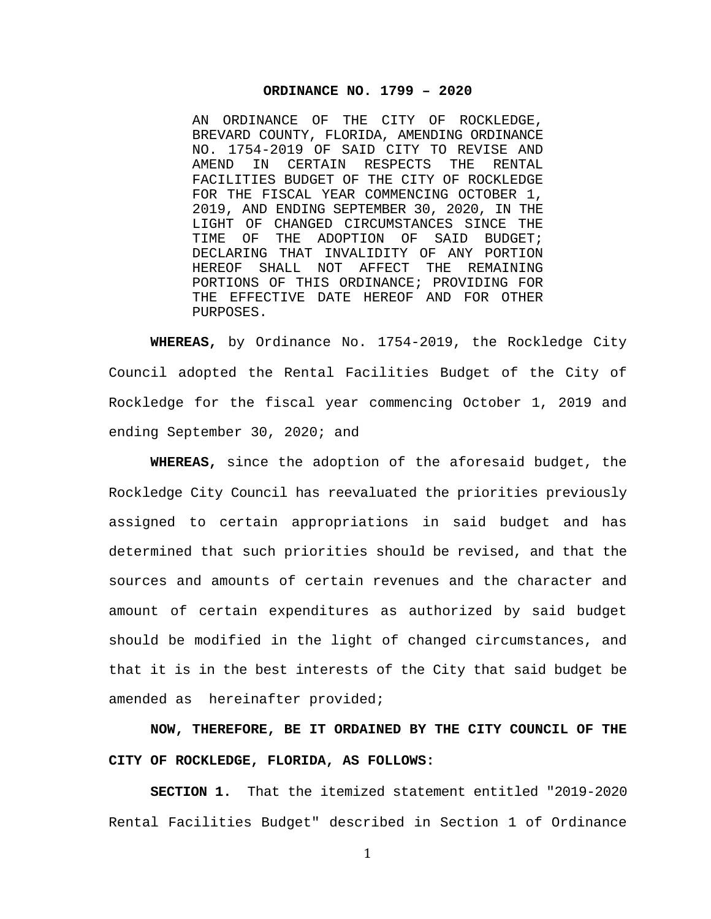**ORDINANCE NO. 1799 – 2020**

AN ORDINANCE OF THE CITY OF ROCKLEDGE, BREVARD COUNTY, FLORIDA, AMENDING ORDINANCE NO. 1754-2019 OF SAID CITY TO REVISE AND AMEND IN CERTAIN RESPECTS THE RENTAL FACILITIES BUDGET OF THE CITY OF ROCKLEDGE FOR THE FISCAL YEAR COMMENCING OCTOBER 1, 2019, AND ENDING SEPTEMBER 30, 2020, IN THE LIGHT OF CHANGED CIRCUMSTANCES SINCE THE TIME OF THE ADOPTION OF SAID BUDGET; DECLARING THAT INVALIDITY OF ANY PORTION HEREOF SHALL NOT AFFECT THE REMAINING PORTIONS OF THIS ORDINANCE; PROVIDING FOR THE EFFECTIVE DATE HEREOF AND FOR OTHER PURPOSES.

**WHEREAS,** by Ordinance No. 1754-2019, the Rockledge City Council adopted the Rental Facilities Budget of the City of Rockledge for the fiscal year commencing October 1, 2019 and ending September 30, 2020; and

**WHEREAS,** since the adoption of the aforesaid budget, the Rockledge City Council has reevaluated the priorities previously assigned to certain appropriations in said budget and has determined that such priorities should be revised, and that the sources and amounts of certain revenues and the character and amount of certain expenditures as authorized by said budget should be modified in the light of changed circumstances, and that it is in the best interests of the City that said budget be amended as hereinafter provided;

**NOW, THEREFORE, BE IT ORDAINED BY THE CITY COUNCIL OF THE CITY OF ROCKLEDGE, FLORIDA, AS FOLLOWS:**

**SECTION 1.** That the itemized statement entitled "2019-2020 Rental Facilities Budget" described in Section 1 of Ordinance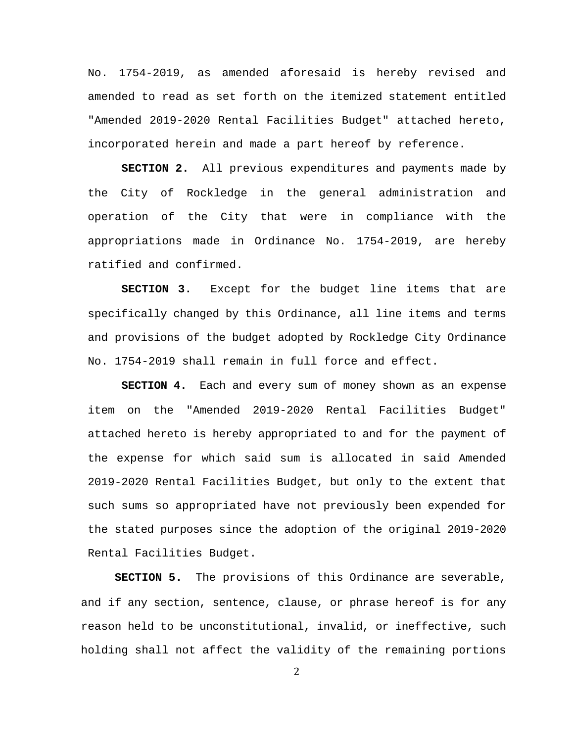No. 1754-2019, as amended aforesaid is hereby revised and amended to read as set forth on the itemized statement entitled "Amended 2019-2020 Rental Facilities Budget" attached hereto, incorporated herein and made a part hereof by reference.

**SECTION 2.** All previous expenditures and payments made by the City of Rockledge in the general administration and operation of the City that were in compliance with the appropriations made in Ordinance No. 1754-2019, are hereby ratified and confirmed.

**SECTION 3.** Except for the budget line items that are specifically changed by this Ordinance, all line items and terms and provisions of the budget adopted by Rockledge City Ordinance No. 1754-2019 shall remain in full force and effect.

**SECTION 4.** Each and every sum of money shown as an expense item on the "Amended 2019-2020 Rental Facilities Budget" attached hereto is hereby appropriated to and for the payment of the expense for which said sum is allocated in said Amended 2019-2020 Rental Facilities Budget, but only to the extent that such sums so appropriated have not previously been expended for the stated purposes since the adoption of the original 2019-2020 Rental Facilities Budget.

**SECTION 5.** The provisions of this Ordinance are severable, and if any section, sentence, clause, or phrase hereof is for any reason held to be unconstitutional, invalid, or ineffective, such holding shall not affect the validity of the remaining portions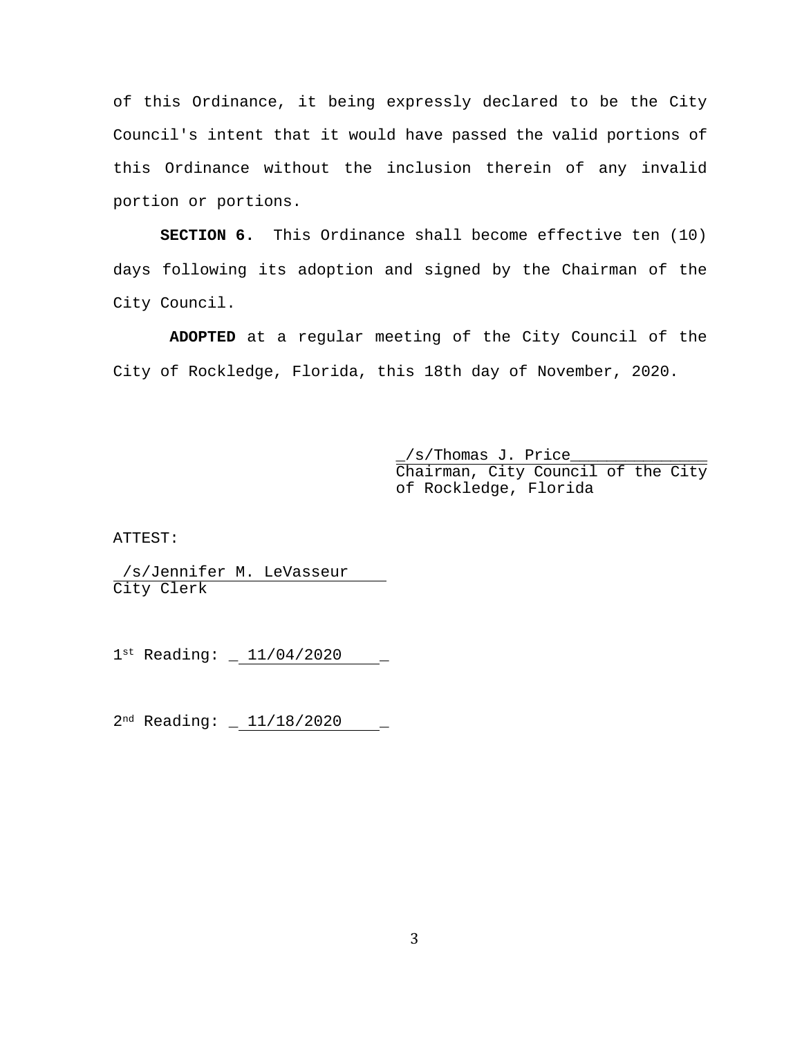of this Ordinance, it being expressly declared to be the City Council's intent that it would have passed the valid portions of this Ordinance without the inclusion therein of any invalid portion or portions.

**SECTION 6.** This Ordinance shall become effective ten (10) days following its adoption and signed by the Chairman of the City Council.

**ADOPTED** at a regular meeting of the City Council of the City of Rockledge, Florida, this 18th day of November, 2020.

_/s/Thomas J. Price_______________
Chairman, City Council of the City of Rockledge, Florida

ATTEST:

/s/Jennifer M. LeVasseur
City Clerk

1st Reading: _ 11/04/2020 _

2nd Reading: _ 11/18/2020 _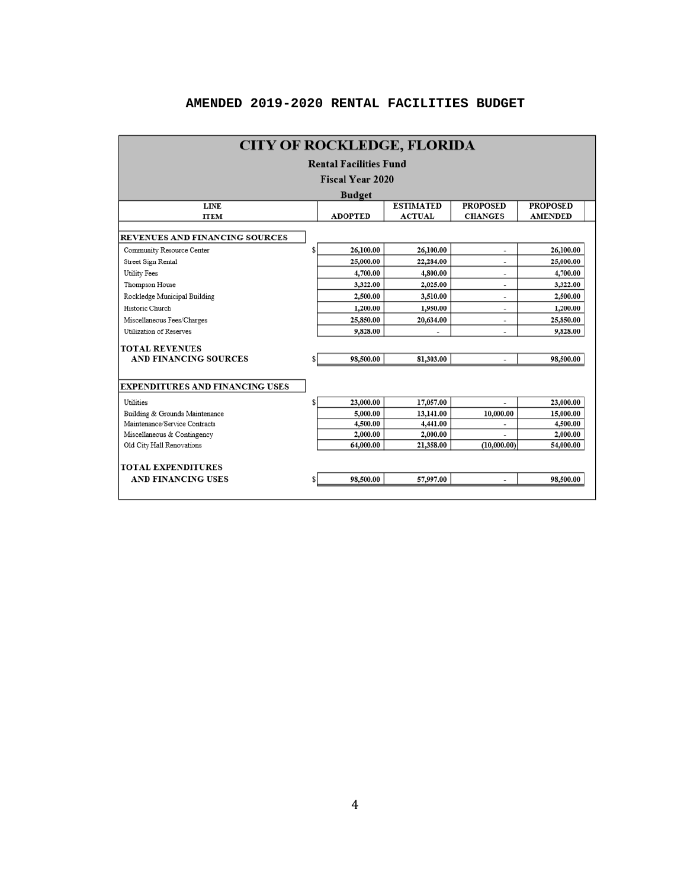# AMENDED 2019-2020 RENTAL FACILITIES BUDGET

**CITY OF ROCKLEDGE, FLORIDA**

**Rental Facilities Fund**

**Fiscal Year 2020**

**Budget**

| LINE ITEM | | ADOPTED | ESTIMATED ACTUAL | PROPOSED CHANGES | PROPOSED AMENDED |
|---|---|---|---|---|---|
| **REVENUES AND FINANCING SOURCES** | | | | | |
| Community Resource Center | $ | 26,100.00 | 26,100.00 | - | 26,100.00 |
| Street Sign Rental | | 25,000.00 | 22,284.00 | - | 25,000.00 |
| Utility Fees | | 4,700.00 | 4,800.00 | - | 4,700.00 |
| Thompson House | | 3,322.00 | 2,025.00 | - | 3,322.00 |
| Rockledge Municipal Building | | 2,500.00 | 3,510.00 | - | 2,500.00 |
| Historic Church | | 1,200.00 | 1,950.00 | - | 1,200.00 |
| Miscellaneous Fees/Charges | | 25,850.00 | 20,634.00 | - | 25,850.00 |
| Utilization of Reserves | | 9,828.00 | - | - | 9,828.00 |
| **TOTAL REVENUES AND FINANCING SOURCES** | $ | 98,500.00 | 81,303.00 | - | 98,500.00 |
| **EXPENDITURES AND FINANCING USES** | | | | | |
| Utilities | $ | 23,000.00 | 17,057.00 | - | 23,000.00 |
| Building & Grounds Maintenance | | 5,000.00 | 13,141.00 | 10,000.00 | 15,000.00 |
| Maintenance/Service Contracts | | 4,500.00 | 4,441.00 | - | 4,500.00 |
| Miscellaneous & Contingency | | 2,000.00 | 2,000.00 | - | 2,000.00 |
| Old City Hall Renovations | | 64,000.00 | 21,358.00 | (10,000.00) | 54,000.00 |
| **TOTAL EXPENDITURES AND FINANCING USES** | $ | 98,500.00 | 57,997.00 | - | 98,500.00 |